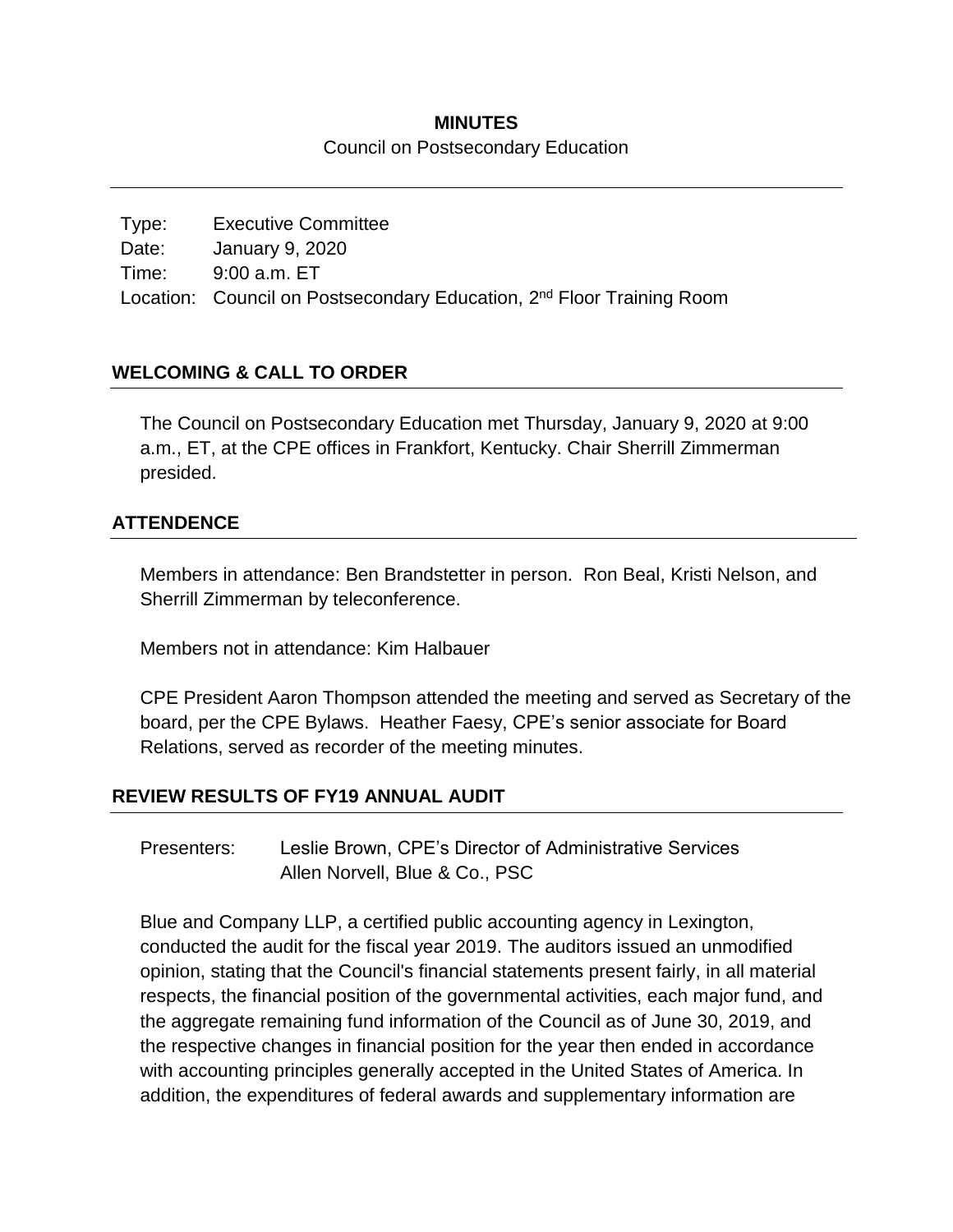# MINUTES

Council on Postsecondary Education

---

Type: Executive Committee
Date: January 9, 2020
Time: 9:00 a.m. ET
Location: Council on Postsecondary Education, 2nd Floor Training Room

## WELCOMING & CALL TO ORDER

The Council on Postsecondary Education met Thursday, January 9, 2020 at 9:00 a.m., ET, at the CPE offices in Frankfort, Kentucky. Chair Sherrill Zimmerman presided.

## ATTENDENCE

Members in attendance: Ben Brandstetter in person. Ron Beal, Kristi Nelson, and Sherrill Zimmerman by teleconference.

Members not in attendance: Kim Halbauer

CPE President Aaron Thompson attended the meeting and served as Secretary of the board, per the CPE Bylaws. Heather Faesy, CPE's senior associate for Board Relations, served as recorder of the meeting minutes.

## REVIEW RESULTS OF FY19 ANNUAL AUDIT

Presenters: Leslie Brown, CPE's Director of Administrative Services
Allen Norvell, Blue & Co., PSC

Blue and Company LLP, a certified public accounting agency in Lexington, conducted the audit for the fiscal year 2019. The auditors issued an unmodified opinion, stating that the Council's financial statements present fairly, in all material respects, the financial position of the governmental activities, each major fund, and the aggregate remaining fund information of the Council as of June 30, 2019, and the respective changes in financial position for the year then ended in accordance with accounting principles generally accepted in the United States of America. In addition, the expenditures of federal awards and supplementary information are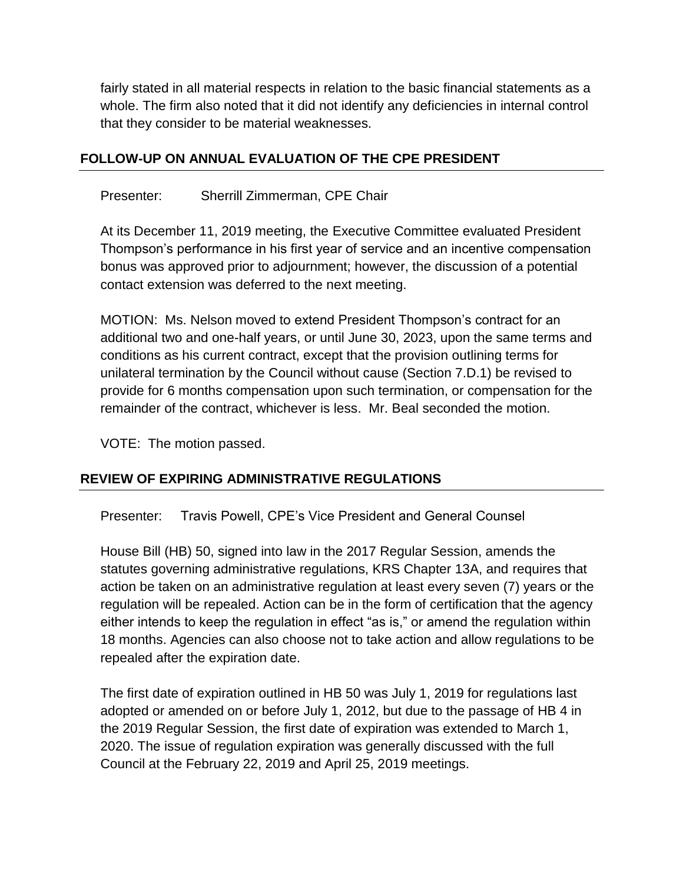fairly stated in all material respects in relation to the basic financial statements as a whole. The firm also noted that it did not identify any deficiencies in internal control that they consider to be material weaknesses.

## FOLLOW-UP ON ANNUAL EVALUATION OF THE CPE PRESIDENT

Presenter: Sherrill Zimmerman, CPE Chair

At its December 11, 2019 meeting, the Executive Committee evaluated President Thompson's performance in his first year of service and an incentive compensation bonus was approved prior to adjournment; however, the discussion of a potential contact extension was deferred to the next meeting.

MOTION: Ms. Nelson moved to extend President Thompson's contract for an additional two and one-half years, or until June 30, 2023, upon the same terms and conditions as his current contract, except that the provision outlining terms for unilateral termination by the Council without cause (Section 7.D.1) be revised to provide for 6 months compensation upon such termination, or compensation for the remainder of the contract, whichever is less. Mr. Beal seconded the motion.

VOTE: The motion passed.

## REVIEW OF EXPIRING ADMINISTRATIVE REGULATIONS

Presenter: Travis Powell, CPE's Vice President and General Counsel

House Bill (HB) 50, signed into law in the 2017 Regular Session, amends the statutes governing administrative regulations, KRS Chapter 13A, and requires that action be taken on an administrative regulation at least every seven (7) years or the regulation will be repealed. Action can be in the form of certification that the agency either intends to keep the regulation in effect "as is," or amend the regulation within 18 months. Agencies can also choose not to take action and allow regulations to be repealed after the expiration date.

The first date of expiration outlined in HB 50 was July 1, 2019 for regulations last adopted or amended on or before July 1, 2012, but due to the passage of HB 4 in the 2019 Regular Session, the first date of expiration was extended to March 1, 2020. The issue of regulation expiration was generally discussed with the full Council at the February 22, 2019 and April 25, 2019 meetings.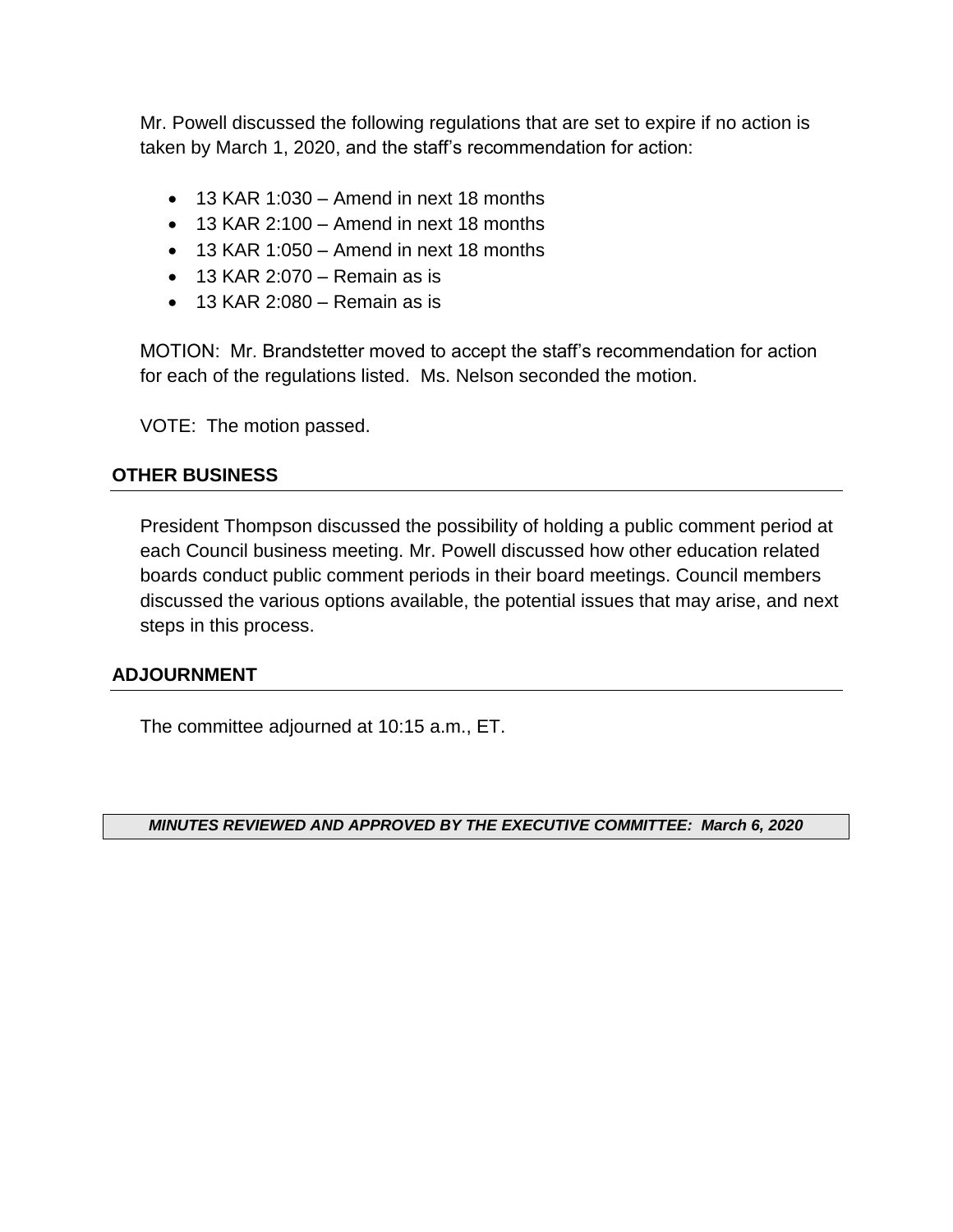Mr. Powell discussed the following regulations that are set to expire if no action is taken by March 1, 2020, and the staff's recommendation for action:

- 13 KAR 1:030 – Amend in next 18 months
- 13 KAR 2:100 – Amend in next 18 months
- 13 KAR 1:050 – Amend in next 18 months
- 13 KAR 2:070 – Remain as is
- 13 KAR 2:080 – Remain as is

MOTION: Mr. Brandstetter moved to accept the staff's recommendation for action for each of the regulations listed. Ms. Nelson seconded the motion.

VOTE: The motion passed.

## OTHER BUSINESS

President Thompson discussed the possibility of holding a public comment period at each Council business meeting. Mr. Powell discussed how other education related boards conduct public comment periods in their board meetings. Council members discussed the various options available, the potential issues that may arise, and next steps in this process.

## ADJOURNMENT

The committee adjourned at 10:15 a.m., ET.

***MINUTES REVIEWED AND APPROVED BY THE EXECUTIVE COMMITTEE: March 6, 2020***